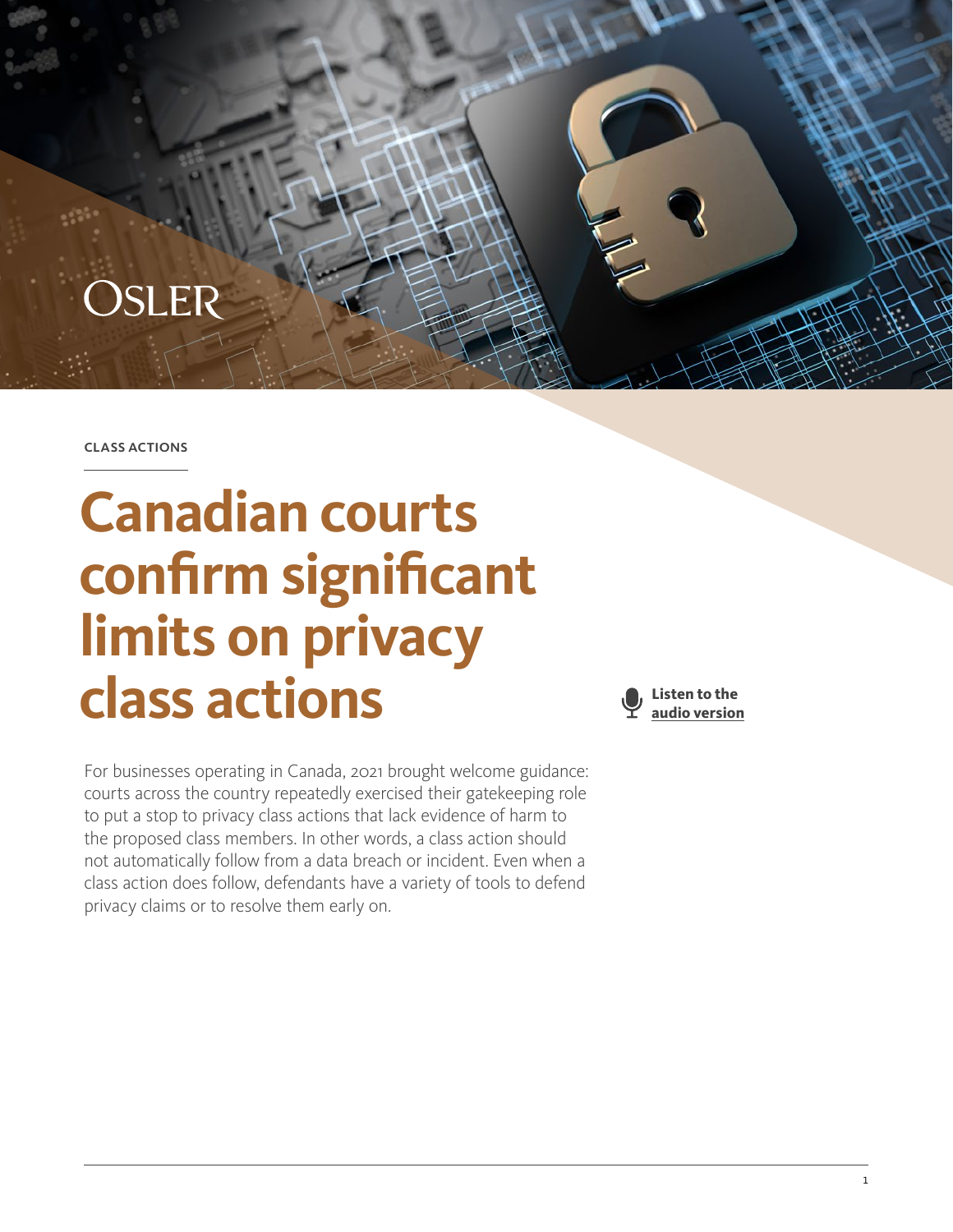OSLER

CLASS ACTIONS

# Canadian courts confirm significant limits on privacy class actions

**Listen to the audio version**

For businesses operating in Canada, 2021 brought welcome guidance: courts across the country repeatedly exercised their gatekeeping role to put a stop to privacy class actions that lack evidence of harm to the proposed class members. In other words, a class action should not automatically follow from a data breach or incident. Even when a class action does follow, defendants have a variety of tools to defend privacy claims or to resolve them early on.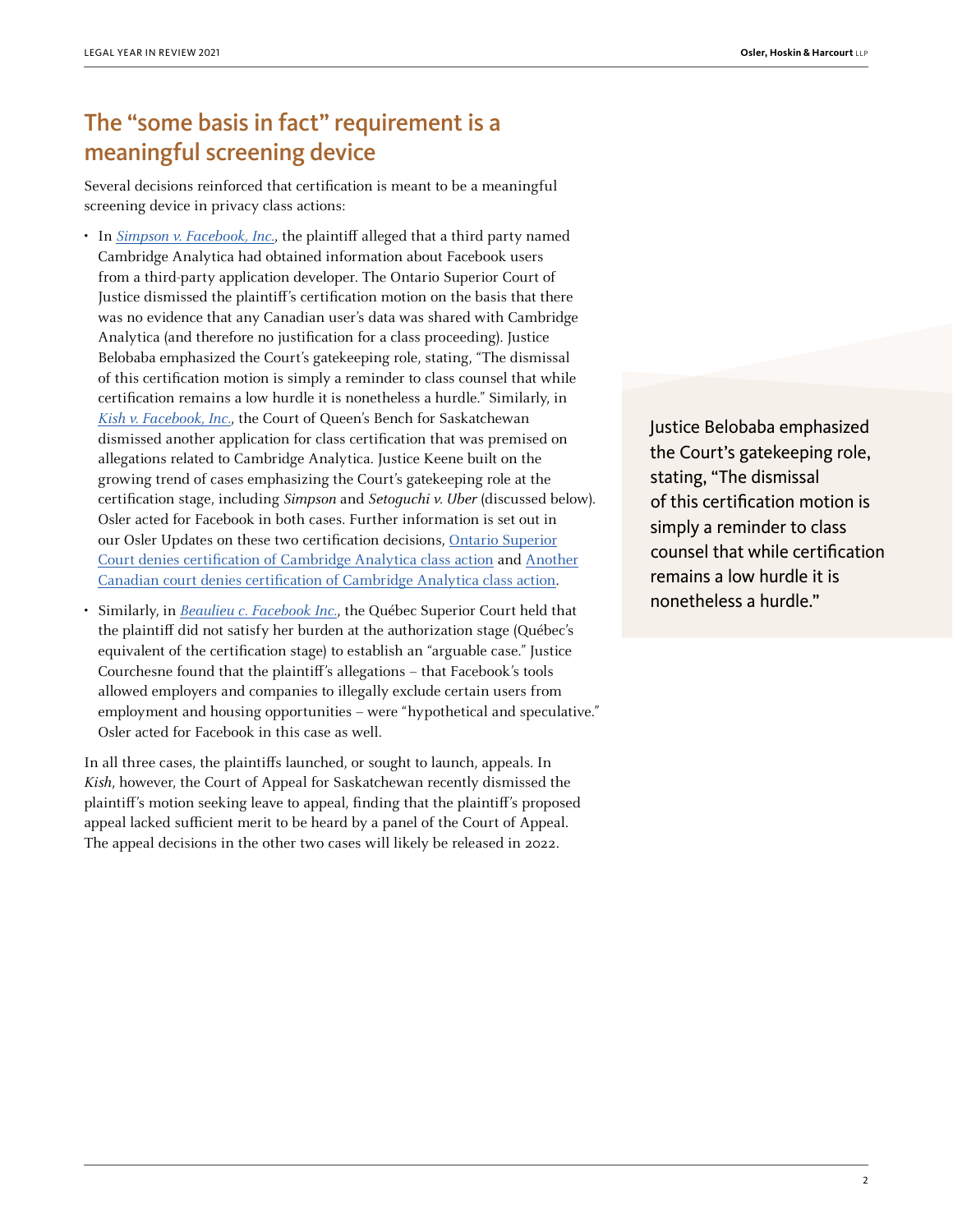## The "some basis in fact" requirement is a meaningful screening device

Several decisions reinforced that certification is meant to be a meaningful screening device in privacy class actions:

- In *Simpson v. Facebook, Inc.*, the plaintiff alleged that a third party named Cambridge Analytica had obtained information about Facebook users from a third-party application developer. The Ontario Superior Court of Justice dismissed the plaintiff's certification motion on the basis that there was no evidence that any Canadian user's data was shared with Cambridge Analytica (and therefore no justification for a class proceeding). Justice Belobaba emphasized the Court's gatekeeping role, stating, "The dismissal of this certification motion is simply a reminder to class counsel that while certification remains a low hurdle it is nonetheless a hurdle." Similarly, in *Kish v. Facebook, Inc.*, the Court of Queen's Bench for Saskatchewan dismissed another application for class certification that was premised on allegations related to Cambridge Analytica. Justice Keene built on the growing trend of cases emphasizing the Court's gatekeeping role at the certification stage, including *Simpson* and *Setoguchi v. Uber* (discussed below). Osler acted for Facebook in both cases. Further information is set out in our Osler Updates on these two certification decisions, Ontario Superior Court denies certification of Cambridge Analytica class action and Another Canadian court denies certification of Cambridge Analytica class action.
- Similarly, in *Beaulieu c. Facebook Inc.*, the Québec Superior Court held that the plaintiff did not satisfy her burden at the authorization stage (Québec's equivalent of the certification stage) to establish an "arguable case." Justice Courchesne found that the plaintiff's allegations – that Facebook's tools allowed employers and companies to illegally exclude certain users from employment and housing opportunities – were "hypothetical and speculative." Osler acted for Facebook in this case as well.

In all three cases, the plaintiffs launched, or sought to launch, appeals. In *Kish*, however, the Court of Appeal for Saskatchewan recently dismissed the plaintiff's motion seeking leave to appeal, finding that the plaintiff's proposed appeal lacked sufficient merit to be heard by a panel of the Court of Appeal. The appeal decisions in the other two cases will likely be released in 2022.

> Justice Belobaba emphasized the Court's gatekeeping role, stating, "The dismissal of this certification motion is simply a reminder to class counsel that while certification remains a low hurdle it is nonetheless a hurdle."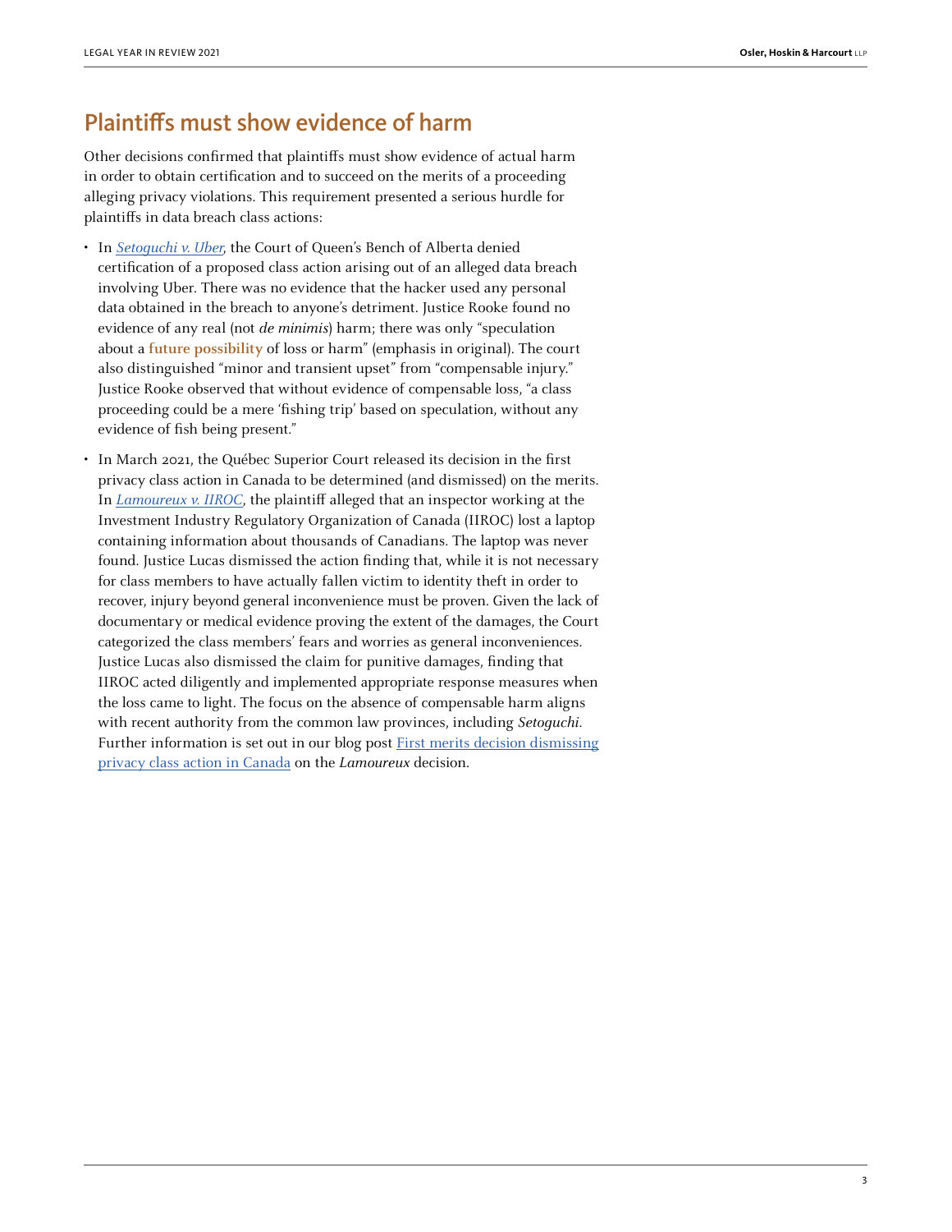## Plaintiffs must show evidence of harm

Other decisions confirmed that plaintiffs must show evidence of actual harm in order to obtain certification and to succeed on the merits of a proceeding alleging privacy violations. This requirement presented a serious hurdle for plaintiffs in data breach class actions:

- In *Setoguchi v. Uber*, the Court of Queen's Bench of Alberta denied certification of a proposed class action arising out of an alleged data breach involving Uber. There was no evidence that the hacker used any personal data obtained in the breach to anyone's detriment. Justice Rooke found no evidence of any real (not *de minimis*) harm; there was only "speculation about a **future possibility** of loss or harm" (emphasis in original). The court also distinguished "minor and transient upset" from "compensable injury." Justice Rooke observed that without evidence of compensable loss, "a class proceeding could be a mere 'fishing trip' based on speculation, without any evidence of fish being present."
- In March 2021, the Québec Superior Court released its decision in the first privacy class action in Canada to be determined (and dismissed) on the merits. In *Lamoureux v. IIROC*, the plaintiff alleged that an inspector working at the Investment Industry Regulatory Organization of Canada (IIROC) lost a laptop containing information about thousands of Canadians. The laptop was never found. Justice Lucas dismissed the action finding that, while it is not necessary for class members to have actually fallen victim to identity theft in order to recover, injury beyond general inconvenience must be proven. Given the lack of documentary or medical evidence proving the extent of the damages, the Court categorized the class members' fears and worries as general inconveniences. Justice Lucas also dismissed the claim for punitive damages, finding that IIROC acted diligently and implemented appropriate response measures when the loss came to light. The focus on the absence of compensable harm aligns with recent authority from the common law provinces, including *Setoguchi*. Further information is set out in our blog post First merits decision dismissing privacy class action in Canada on the *Lamoureux* decision.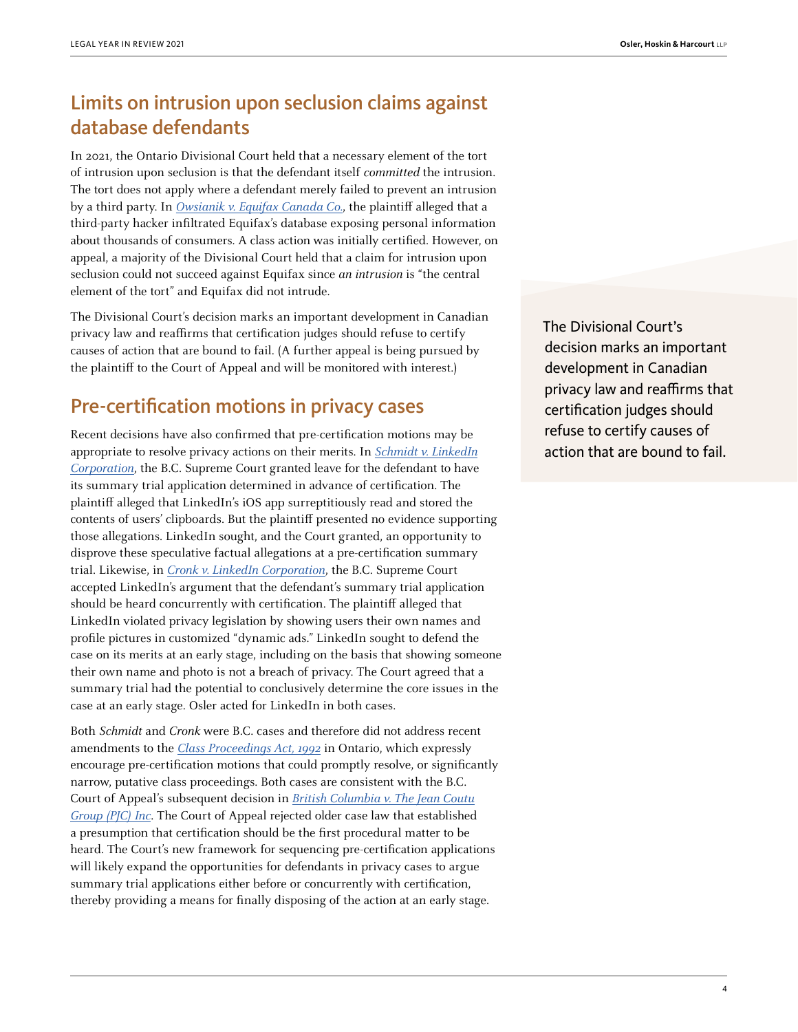## Limits on intrusion upon seclusion claims against database defendants

In 2021, the Ontario Divisional Court held that a necessary element of the tort of intrusion upon seclusion is that the defendant itself *committed* the intrusion. The tort does not apply where a defendant merely failed to prevent an intrusion by a third party. In *Owsianik v. Equifax Canada Co.*, the plaintiff alleged that a third-party hacker infiltrated Equifax's database exposing personal information about thousands of consumers. A class action was initially certified. However, on appeal, a majority of the Divisional Court held that a claim for intrusion upon seclusion could not succeed against Equifax since *an intrusion* is "the central element of the tort" and Equifax did not intrude.

The Divisional Court's decision marks an important development in Canadian privacy law and reaffirms that certification judges should refuse to certify causes of action that are bound to fail. (A further appeal is being pursued by the plaintiff to the Court of Appeal and will be monitored with interest.)

> The Divisional Court's decision marks an important development in Canadian privacy law and reaffirms that certification judges should refuse to certify causes of action that are bound to fail.

## Pre-certification motions in privacy cases

Recent decisions have also confirmed that pre-certification motions may be appropriate to resolve privacy actions on their merits. In *Schmidt v. LinkedIn Corporation*, the B.C. Supreme Court granted leave for the defendant to have its summary trial application determined in advance of certification. The plaintiff alleged that LinkedIn's iOS app surreptitiously read and stored the contents of users' clipboards. But the plaintiff presented no evidence supporting those allegations. LinkedIn sought, and the Court granted, an opportunity to disprove these speculative factual allegations at a pre-certification summary trial. Likewise, in *Cronk v. LinkedIn Corporation*, the B.C. Supreme Court accepted LinkedIn's argument that the defendant's summary trial application should be heard concurrently with certification. The plaintiff alleged that LinkedIn violated privacy legislation by showing users their own names and profile pictures in customized "dynamic ads." LinkedIn sought to defend the case on its merits at an early stage, including on the basis that showing someone their own name and photo is not a breach of privacy. The Court agreed that a summary trial had the potential to conclusively determine the core issues in the case at an early stage. Osler acted for LinkedIn in both cases.

Both *Schmidt* and *Cronk* were B.C. cases and therefore did not address recent amendments to the *Class Proceedings Act, 1992* in Ontario, which expressly encourage pre-certification motions that could promptly resolve, or significantly narrow, putative class proceedings. Both cases are consistent with the B.C. Court of Appeal's subsequent decision in *British Columbia v. The Jean Coutu Group (PJC) Inc*. The Court of Appeal rejected older case law that established a presumption that certification should be the first procedural matter to be heard. The Court's new framework for sequencing pre-certification applications will likely expand the opportunities for defendants in privacy cases to argue summary trial applications either before or concurrently with certification, thereby providing a means for finally disposing of the action at an early stage.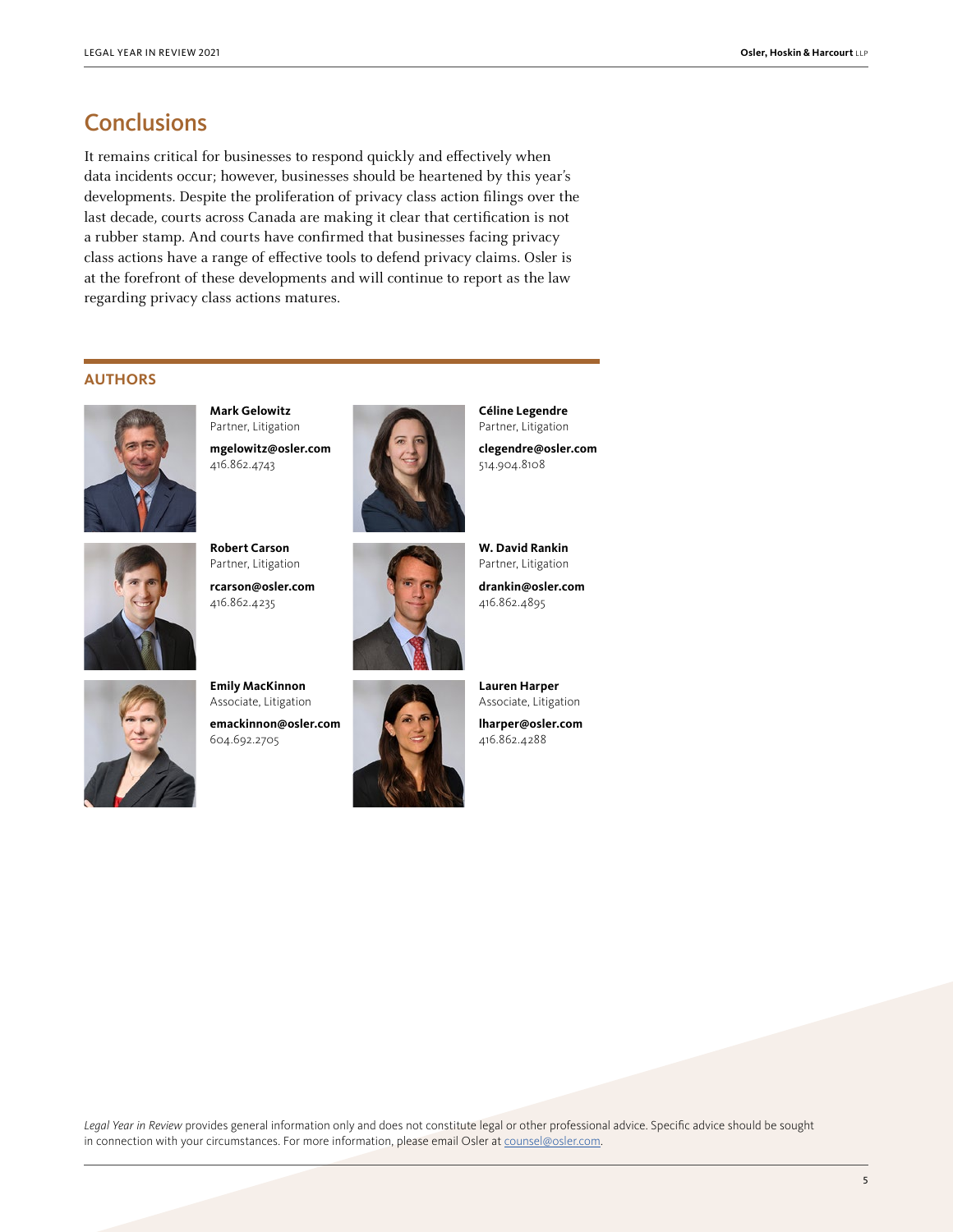## Conclusions

It remains critical for businesses to respond quickly and effectively when data incidents occur; however, businesses should be heartened by this year's developments. Despite the proliferation of privacy class action filings over the last decade, courts across Canada are making it clear that certification is not a rubber stamp. And courts have confirmed that businesses facing privacy class actions have a range of effective tools to defend privacy claims. Osler is at the forefront of these developments and will continue to report as the law regarding privacy class actions matures.

### AUTHORS

**Mark Gelowitz**
Partner, Litigation
**mgelowitz@osler.com**
416.862.4743

**Céline Legendre**
Partner, Litigation
**clegendre@osler.com**
514.904.8108

**Robert Carson**
Partner, Litigation
**rcarson@osler.com**
416.862.4235

**W. David Rankin**
Partner, Litigation
**drankin@osler.com**
416.862.4895

**Emily MacKinnon**
Associate, Litigation
**emackinnon@osler.com**
604.692.2705

**Lauren Harper**
Associate, Litigation
**lharper@osler.com**
416.862.4288

*Legal Year in Review* provides general information only and does not constitute legal or other professional advice. Specific advice should be sought in connection with your circumstances. For more information, please email Osler at counsel@osler.com.